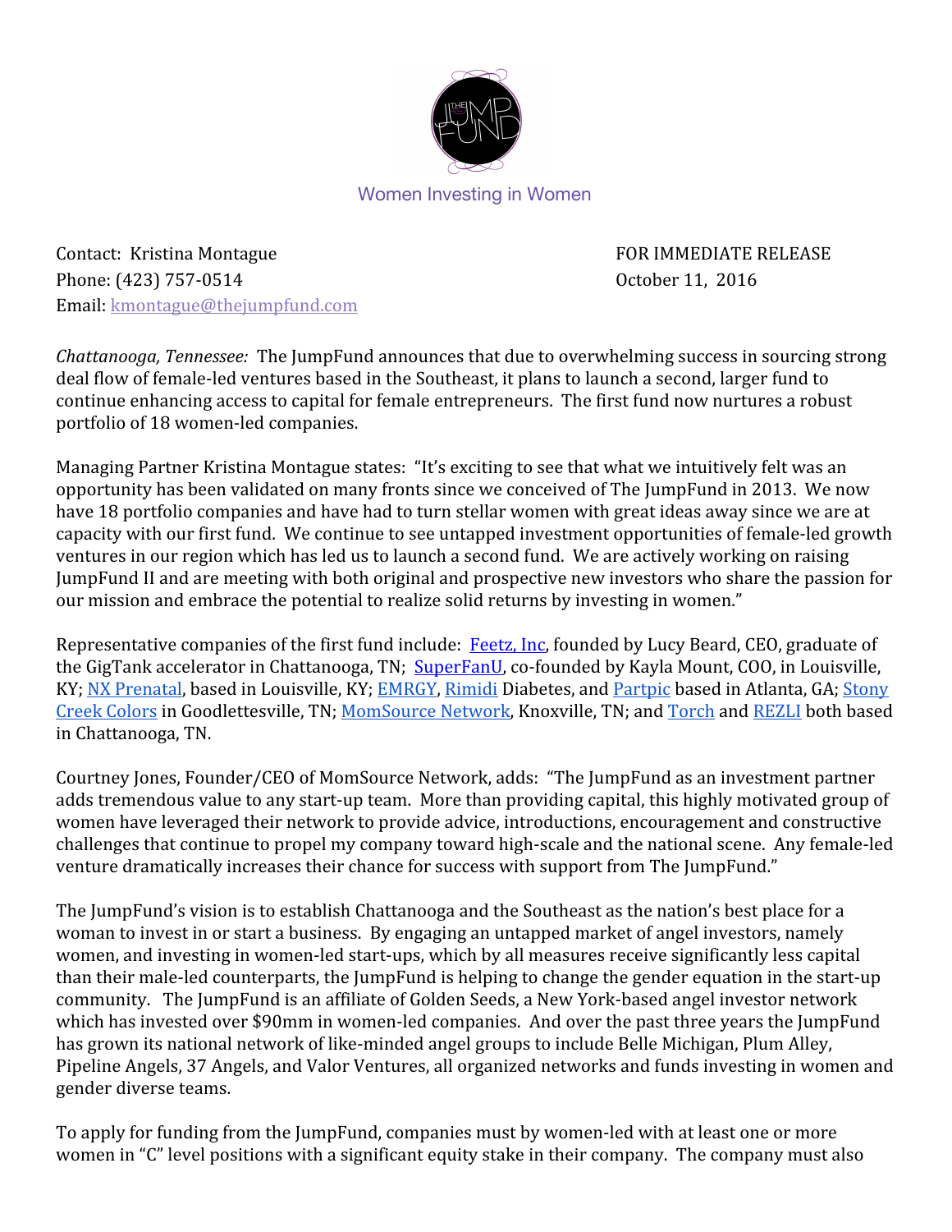Women Investing in Women

Contact: Kristina Montague
Phone: (423) 757-0514
Email: kmontague@thejumpfund.com

FOR IMMEDIATE RELEASE
October 11, 2016

*Chattanooga, Tennessee:* The JumpFund announces that due to overwhelming success in sourcing strong deal flow of female-led ventures based in the Southeast, it plans to launch a second, larger fund to continue enhancing access to capital for female entrepreneurs. The first fund now nurtures a robust portfolio of 18 women-led companies.

Managing Partner Kristina Montague states: "It's exciting to see that what we intuitively felt was an opportunity has been validated on many fronts since we conceived of The JumpFund in 2013. We now have 18 portfolio companies and have had to turn stellar women with great ideas away since we are at capacity with our first fund. We continue to see untapped investment opportunities of female-led growth ventures in our region which has led us to launch a second fund. We are actively working on raising JumpFund II and are meeting with both original and prospective new investors who share the passion for our mission and embrace the potential to realize solid returns by investing in women."

Representative companies of the first fund include: Feetz, Inc, founded by Lucy Beard, CEO, graduate of the GigTank accelerator in Chattanooga, TN; SuperFanU, co-founded by Kayla Mount, COO, in Louisville, KY; NX Prenatal, based in Louisville, KY; EMRGY, Rimidi Diabetes, and Partpic based in Atlanta, GA; Stony Creek Colors in Goodlettesville, TN; MomSource Network, Knoxville, TN; and Torch and REZLI both based in Chattanooga, TN.

Courtney Jones, Founder/CEO of MomSource Network, adds: "The JumpFund as an investment partner adds tremendous value to any start-up team. More than providing capital, this highly motivated group of women have leveraged their network to provide advice, introductions, encouragement and constructive challenges that continue to propel my company toward high-scale and the national scene. Any female-led venture dramatically increases their chance for success with support from The JumpFund."

The JumpFund's vision is to establish Chattanooga and the Southeast as the nation's best place for a woman to invest in or start a business. By engaging an untapped market of angel investors, namely women, and investing in women-led start-ups, which by all measures receive significantly less capital than their male-led counterparts, the JumpFund is helping to change the gender equation in the start-up community. The JumpFund is an affiliate of Golden Seeds, a New York-based angel investor network which has invested over $90mm in women-led companies. And over the past three years the JumpFund has grown its national network of like-minded angel groups to include Belle Michigan, Plum Alley, Pipeline Angels, 37 Angels, and Valor Ventures, all organized networks and funds investing in women and gender diverse teams.

To apply for funding from the JumpFund, companies must by women-led with at least one or more women in "C" level positions with a significant equity stake in their company. The company must also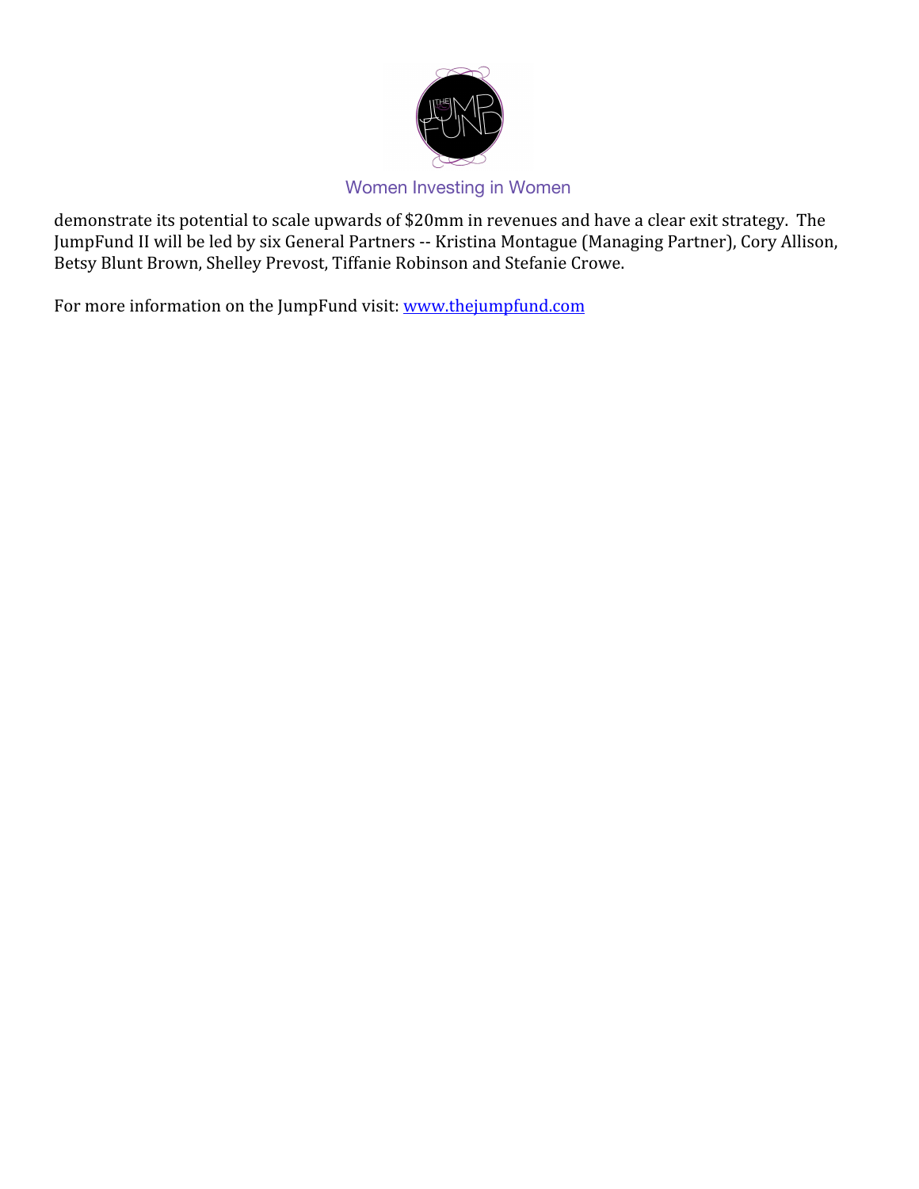Women Investing in Women

demonstrate its potential to scale upwards of $20mm in revenues and have a clear exit strategy. The JumpFund II will be led by six General Partners -- Kristina Montague (Managing Partner), Cory Allison, Betsy Blunt Brown, Shelley Prevost, Tiffanie Robinson and Stefanie Crowe.

For more information on the JumpFund visit: [www.thejumpfund.com](http://www.thejumpfund.com)